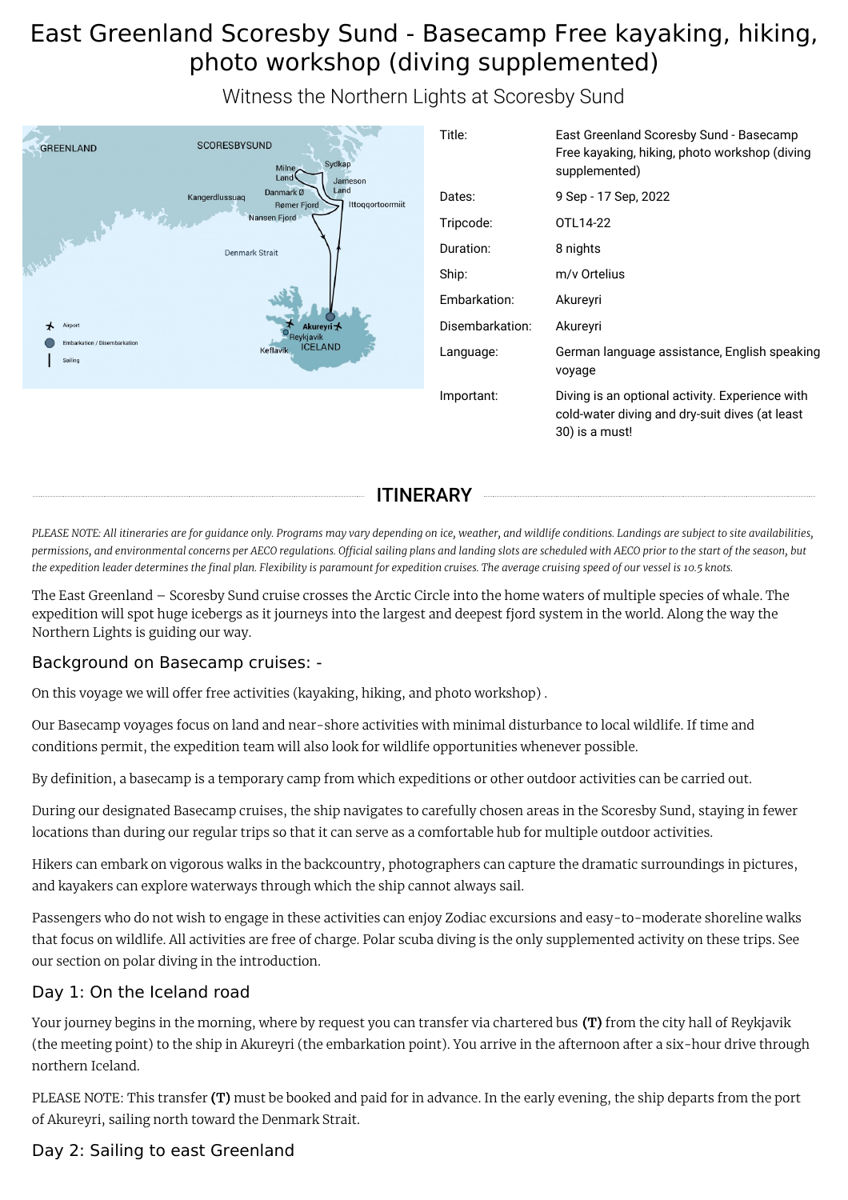# East Greenland Scoresby Sund - Basecamp Free kayaking, hiking, photo workshop (diving supplemented)

Witness the Northern Lights at Scoresby Sund

| | |
|---|---|
| Title: | East Greenland Scoresby Sund - Basecamp Free kayaking, hiking, photo workshop (diving supplemented) |
| Dates: | 9 Sep - 17 Sep, 2022 |
| Tripcode: | OTL14-22 |
| Duration: | 8 nights |
| Ship: | m/v Ortelius |
| Embarkation: | Akureyri |
| Disembarkation: | Akureyri |
| Language: | German language assistance, English speaking voyage |
| Important: | Diving is an optional activity. Experience with cold-water diving and dry-suit dives (at least 30) is a must! |

## ITINERARY

*PLEASE NOTE: All itineraries are for guidance only. Programs may vary depending on ice, weather, and wildlife conditions. Landings are subject to site availabilities, permissions, and environmental concerns per AECO regulations. Official sailing plans and landing slots are scheduled with AECO prior to the start of the season, but the expedition leader determines the final plan. Flexibility is paramount for expedition cruises. The average cruising speed of our vessel is 10.5 knots.*

The East Greenland – Scoresby Sund cruise crosses the Arctic Circle into the home waters of multiple species of whale. The expedition will spot huge icebergs as it journeys into the largest and deepest fjord system in the world. Along the way the Northern Lights is guiding our way.

### Background on Basecamp cruises: -

On this voyage we will offer free activities (kayaking, hiking, and photo workshop) .

Our Basecamp voyages focus on land and near-shore activities with minimal disturbance to local wildlife. If time and conditions permit, the expedition team will also look for wildlife opportunities whenever possible.

By definition, a basecamp is a temporary camp from which expeditions or other outdoor activities can be carried out.

During our designated Basecamp cruises, the ship navigates to carefully chosen areas in the Scoresby Sund, staying in fewer locations than during our regular trips so that it can serve as a comfortable hub for multiple outdoor activities.

Hikers can embark on vigorous walks in the backcountry, photographers can capture the dramatic surroundings in pictures, and kayakers can explore waterways through which the ship cannot always sail.

Passengers who do not wish to engage in these activities can enjoy Zodiac excursions and easy-to-moderate shoreline walks that focus on wildlife. All activities are free of charge. Polar scuba diving is the only supplemented activity on these trips. See our section on polar diving in the introduction.

### Day 1: On the Iceland road

Your journey begins in the morning, where by request you can transfer via chartered bus **(T)** from the city hall of Reykjavik (the meeting point) to the ship in Akureyri (the embarkation point). You arrive in the afternoon after a six-hour drive through northern Iceland.

PLEASE NOTE: This transfer **(T)** must be booked and paid for in advance. In the early evening, the ship departs from the port of Akureyri, sailing north toward the Denmark Strait.

### Day 2: Sailing to east Greenland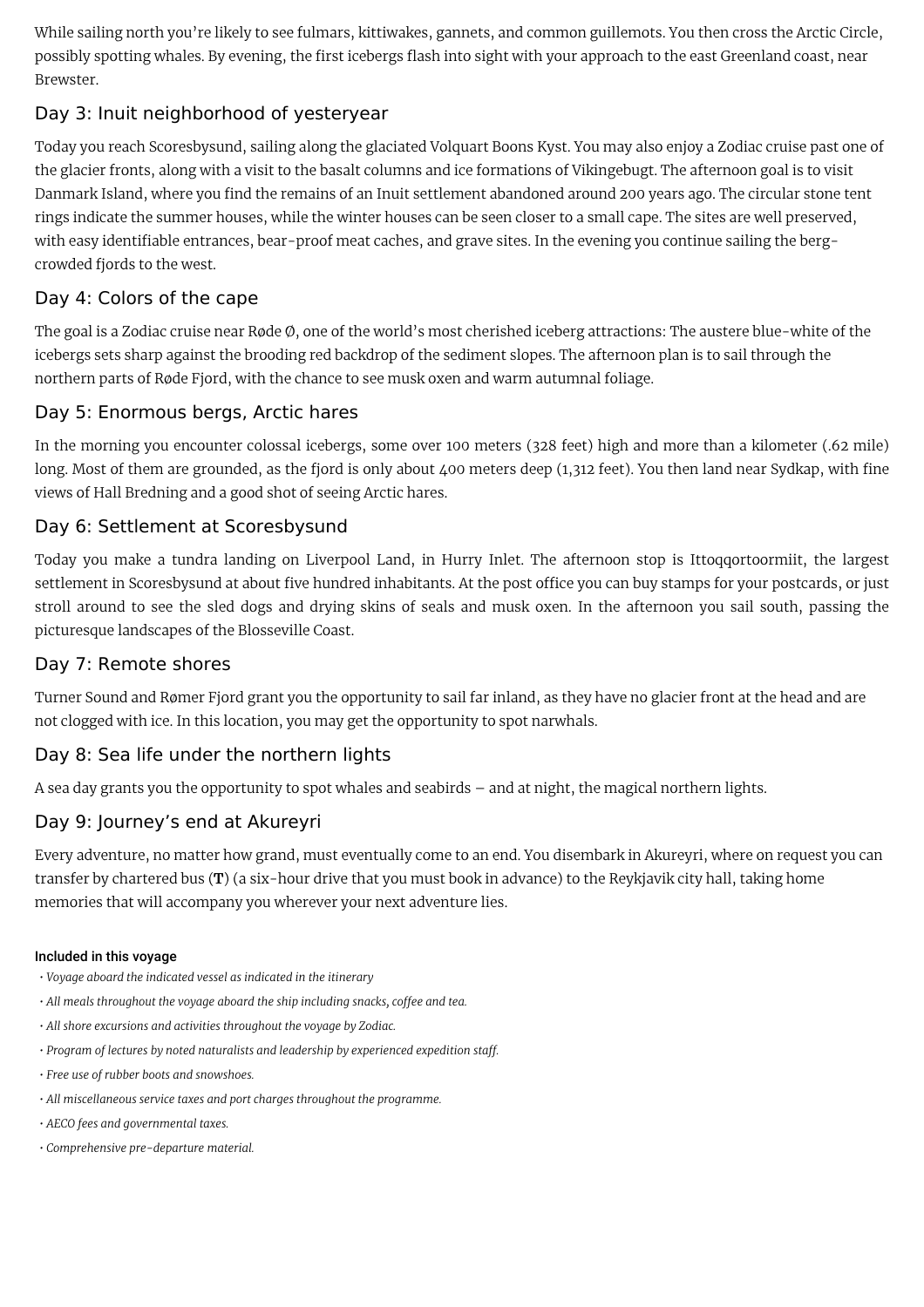While sailing north you're likely to see fulmars, kittiwakes, gannets, and common guillemots. You then cross the Arctic Circle, possibly spotting whales. By evening, the first icebergs flash into sight with your approach to the east Greenland coast, near Brewster.

## Day 3: Inuit neighborhood of yesteryear

Today you reach Scoresbysund, sailing along the glaciated Volquart Boons Kyst. You may also enjoy a Zodiac cruise past one of the glacier fronts, along with a visit to the basalt columns and ice formations of Vikingebugt. The afternoon goal is to visit Danmark Island, where you find the remains of an Inuit settlement abandoned around 200 years ago. The circular stone tent rings indicate the summer houses, while the winter houses can be seen closer to a small cape. The sites are well preserved, with easy identifiable entrances, bear-proof meat caches, and grave sites. In the evening you continue sailing the berg-crowded fjords to the west.

## Day 4: Colors of the cape

The goal is a Zodiac cruise near Røde Ø, one of the world's most cherished iceberg attractions: The austere blue-white of the icebergs sets sharp against the brooding red backdrop of the sediment slopes. The afternoon plan is to sail through the northern parts of Røde Fjord, with the chance to see musk oxen and warm autumnal foliage.

## Day 5: Enormous bergs, Arctic hares

In the morning you encounter colossal icebergs, some over 100 meters (328 feet) high and more than a kilometer (.62 mile) long. Most of them are grounded, as the fjord is only about 400 meters deep (1,312 feet). You then land near Sydkap, with fine views of Hall Bredning and a good shot of seeing Arctic hares.

## Day 6: Settlement at Scoresbysund

Today you make a tundra landing on Liverpool Land, in Hurry Inlet. The afternoon stop is Ittoqqortoormiit, the largest settlement in Scoresbysund at about five hundred inhabitants. At the post office you can buy stamps for your postcards, or just stroll around to see the sled dogs and drying skins of seals and musk oxen. In the afternoon you sail south, passing the picturesque landscapes of the Blosseville Coast.

## Day 7: Remote shores

Turner Sound and Rømer Fjord grant you the opportunity to sail far inland, as they have no glacier front at the head and are not clogged with ice. In this location, you may get the opportunity to spot narwhals.

## Day 8: Sea life under the northern lights

A sea day grants you the opportunity to spot whales and seabirds – and at night, the magical northern lights.

## Day 9: Journey's end at Akureyri

Every adventure, no matter how grand, must eventually come to an end. You disembark in Akureyri, where on request you can transfer by chartered bus (**T**) (a six-hour drive that you must book in advance) to the Reykjavik city hall, taking home memories that will accompany you wherever your next adventure lies.

#### Included in this voyage

- *Voyage aboard the indicated vessel as indicated in the itinerary*
- *All meals throughout the voyage aboard the ship including snacks, coffee and tea.*
- *All shore excursions and activities throughout the voyage by Zodiac.*
- *Program of lectures by noted naturalists and leadership by experienced expedition staff.*
- *Free use of rubber boots and snowshoes.*
- *All miscellaneous service taxes and port charges throughout the programme.*
- *AECO fees and governmental taxes.*
- *Comprehensive pre-departure material.*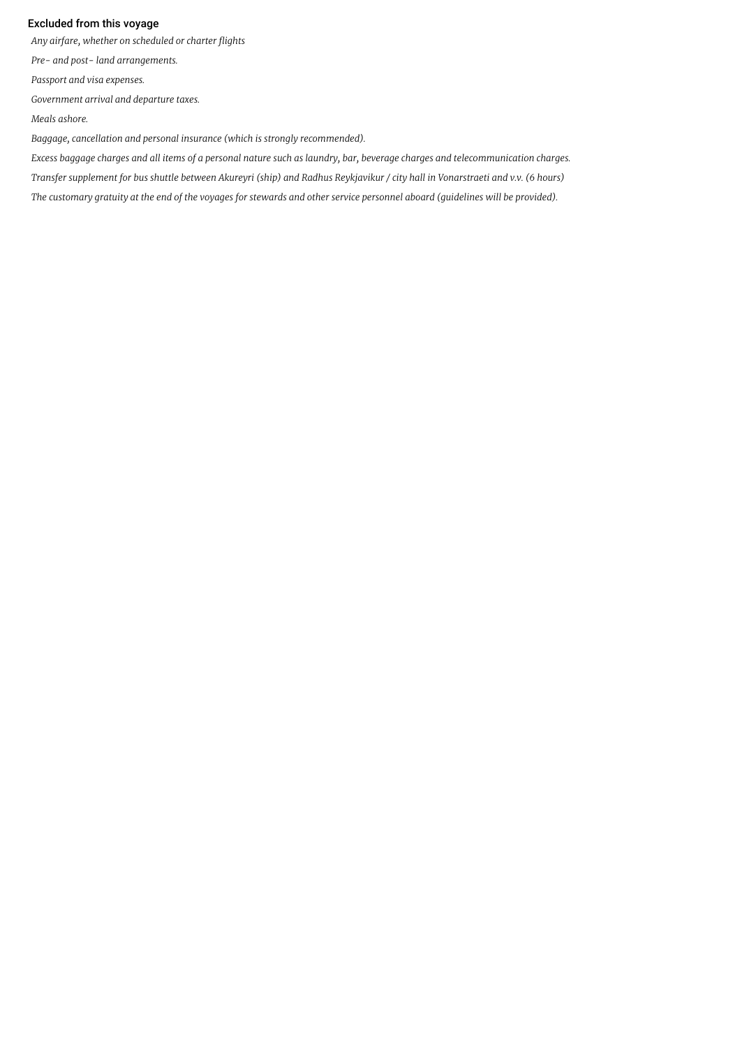### Excluded from this voyage

*Any airfare, whether on scheduled or charter flights*

*Pre- and post- land arrangements.*

*Passport and visa expenses.*

*Government arrival and departure taxes.*

*Meals ashore.*

*Baggage, cancellation and personal insurance (which is strongly recommended).*

*Excess baggage charges and all items of a personal nature such as laundry, bar, beverage charges and telecommunication charges.*

*Transfer supplement for bus shuttle between Akureyri (ship) and Radhus Reykjavikur / city hall in Vonarstraeti and v.v. (6 hours)*

*The customary gratuity at the end of the voyages for stewards and other service personnel aboard (guidelines will be provided).*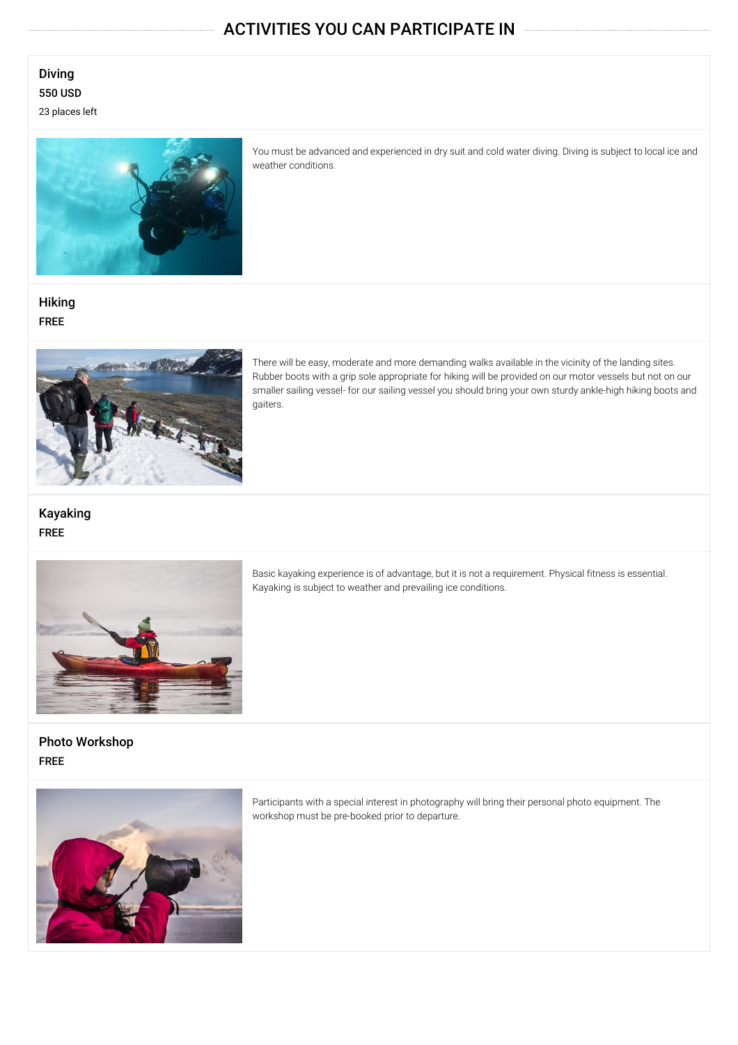# ACTIVITIES YOU CAN PARTICIPATE IN

### Diving

550 USD

23 places left

You must be advanced and experienced in dry suit and cold water diving. Diving is subject to local ice and weather conditions.

### Hiking

FREE

There will be easy, moderate and more demanding walks available in the vicinity of the landing sites. Rubber boots with a grip sole appropriate for hiking will be provided on our motor vessels but not on our smaller sailing vessel- for our sailing vessel you should bring your own sturdy ankle-high hiking boots and gaiters.

### Kayaking

FREE

Basic kayaking experience is of advantage, but it is not a requirement. Physical fitness is essential. Kayaking is subject to weather and prevailing ice conditions.

### Photo Workshop

FREE

Participants with a special interest in photography will bring their personal photo equipment. The workshop must be pre-booked prior to departure.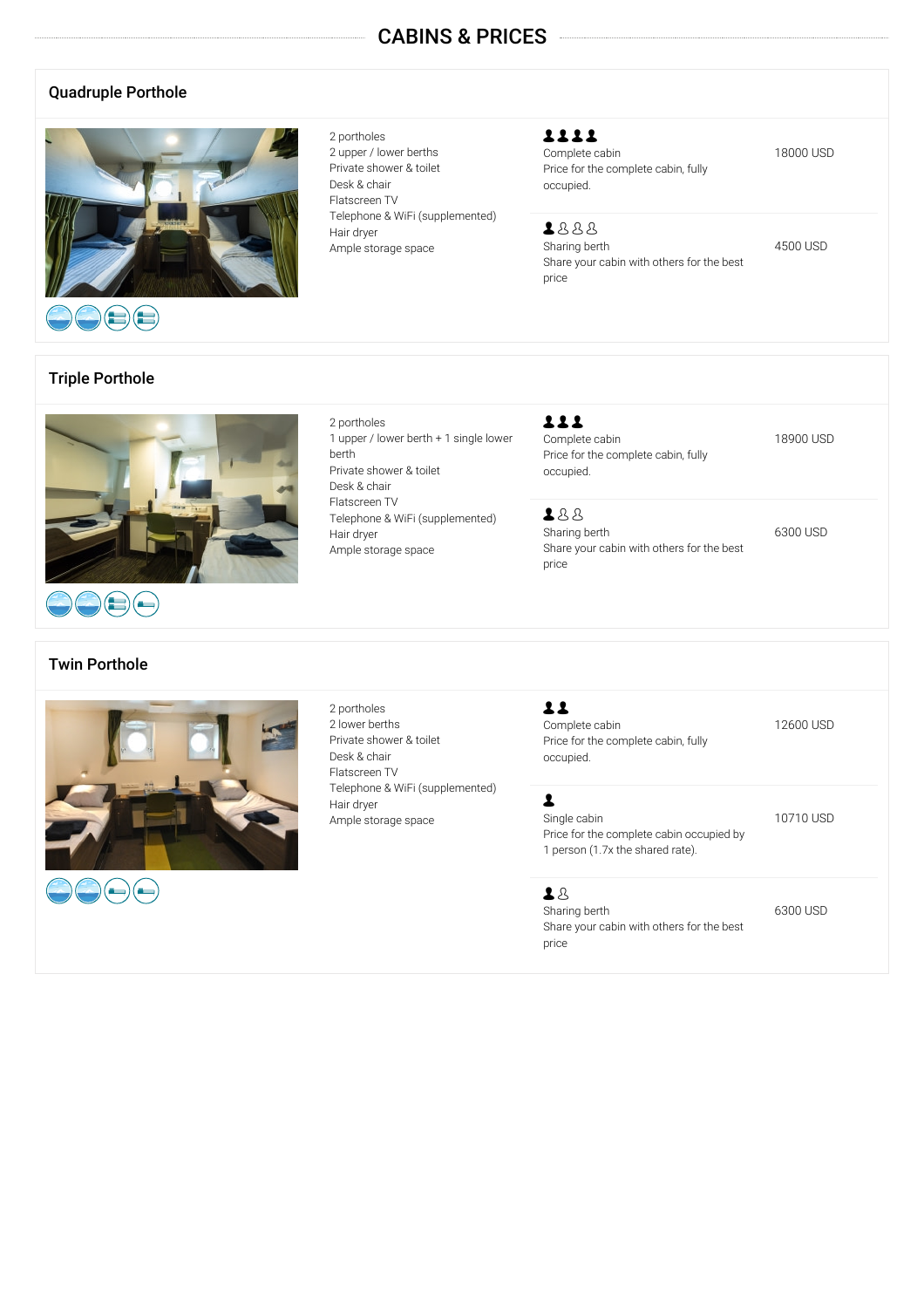# CABINS & PRICES

## Quadruple Porthole

- 2 portholes
- 2 upper / lower berths
- Private shower & toilet
- Desk & chair
- Flatscreen TV
- Telephone & WiFi (supplemented)
- Hair dryer
- Ample storage space

| Option | Price |
|---|---|
| **Complete cabin**<br>Price for the complete cabin, fully occupied. | 18000 USD |
| **Sharing berth**<br>Share your cabin with others for the best price | 4500 USD |

## Triple Porthole

- 2 portholes
- 1 upper / lower berth + 1 single lower berth
- Private shower & toilet
- Desk & chair
- Flatscreen TV
- Telephone & WiFi (supplemented)
- Hair dryer
- Ample storage space

| Option | Price |
|---|---|
| **Complete cabin**<br>Price for the complete cabin, fully occupied. | 18900 USD |
| **Sharing berth**<br>Share your cabin with others for the best price | 6300 USD |

## Twin Porthole

- 2 portholes
- 2 lower berths
- Private shower & toilet
- Desk & chair
- Flatscreen TV
- Telephone & WiFi (supplemented)
- Hair dryer
- Ample storage space

| Option | Price |
|---|---|
| **Complete cabin**<br>Price for the complete cabin, fully occupied. | 12600 USD |
| **Single cabin**<br>Price for the complete cabin occupied by 1 person (1.7x the shared rate). | 10710 USD |
| **Sharing berth**<br>Share your cabin with others for the best price | 6300 USD |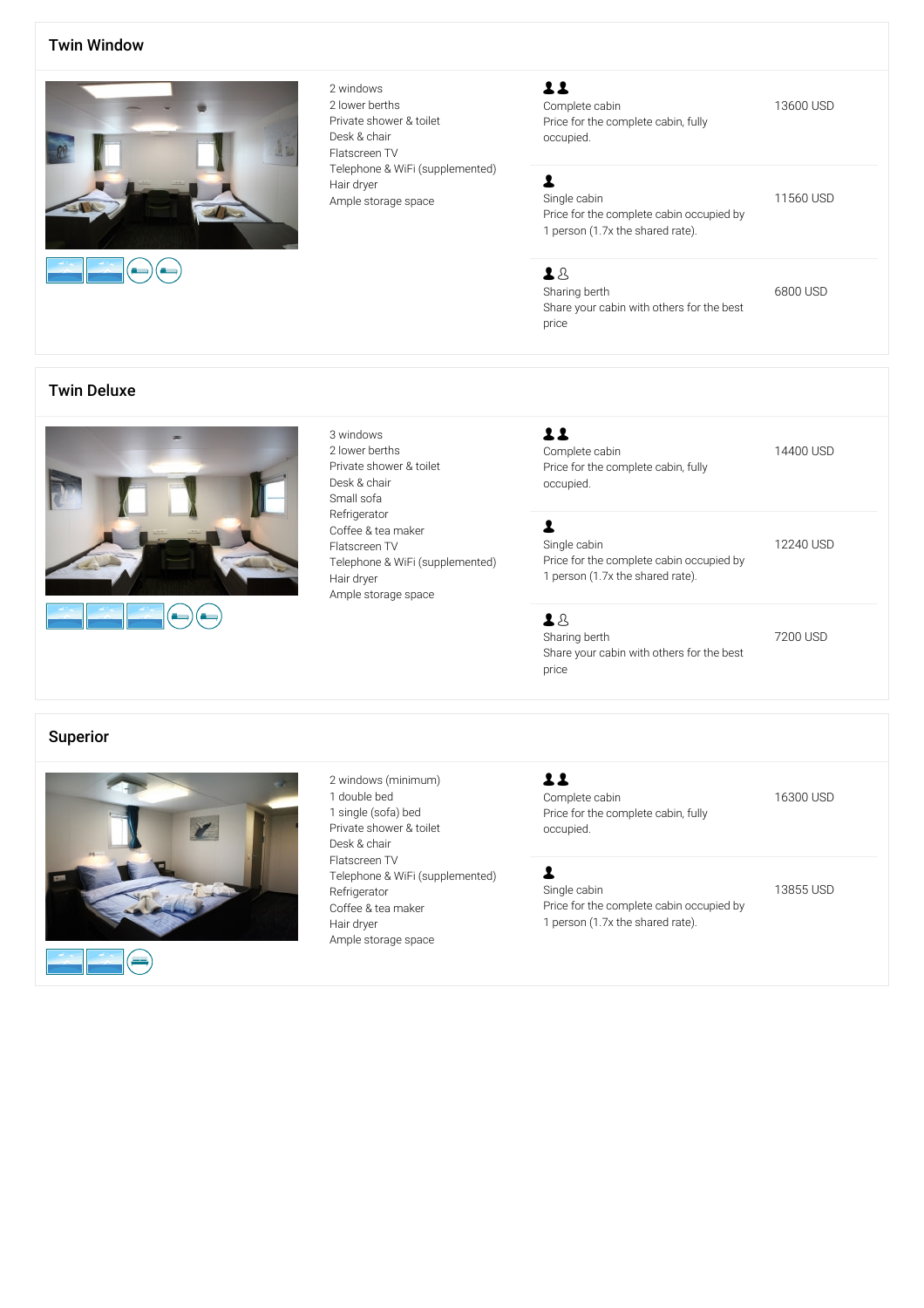## Twin Window

2 windows
2 lower berths
Private shower & toilet
Desk & chair
Flatscreen TV
Telephone & WiFi (supplemented)
Hair dryer
Ample storage space

| | |
|---|---|
| Complete cabin<br>Price for the complete cabin, fully occupied. | 13600 USD |
| Single cabin<br>Price for the complete cabin occupied by 1 person (1.7x the shared rate). | 11560 USD |
| Sharing berth<br>Share your cabin with others for the best price | 6800 USD |

## Twin Deluxe

3 windows
2 lower berths
Private shower & toilet
Desk & chair
Small sofa
Refrigerator
Coffee & tea maker
Flatscreen TV
Telephone & WiFi (supplemented)
Hair dryer
Ample storage space

| | |
|---|---|
| Complete cabin<br>Price for the complete cabin, fully occupied. | 14400 USD |
| Single cabin<br>Price for the complete cabin occupied by 1 person (1.7x the shared rate). | 12240 USD |
| Sharing berth<br>Share your cabin with others for the best price | 7200 USD |

## Superior

2 windows (minimum)
1 double bed
1 single (sofa) bed
Private shower & toilet
Desk & chair
Flatscreen TV
Telephone & WiFi (supplemented)
Refrigerator
Coffee & tea maker
Hair dryer
Ample storage space

| | |
|---|---|
| Complete cabin<br>Price for the complete cabin, fully occupied. | 16300 USD |
| Single cabin<br>Price for the complete cabin occupied by 1 person (1.7x the shared rate). | 13855 USD |